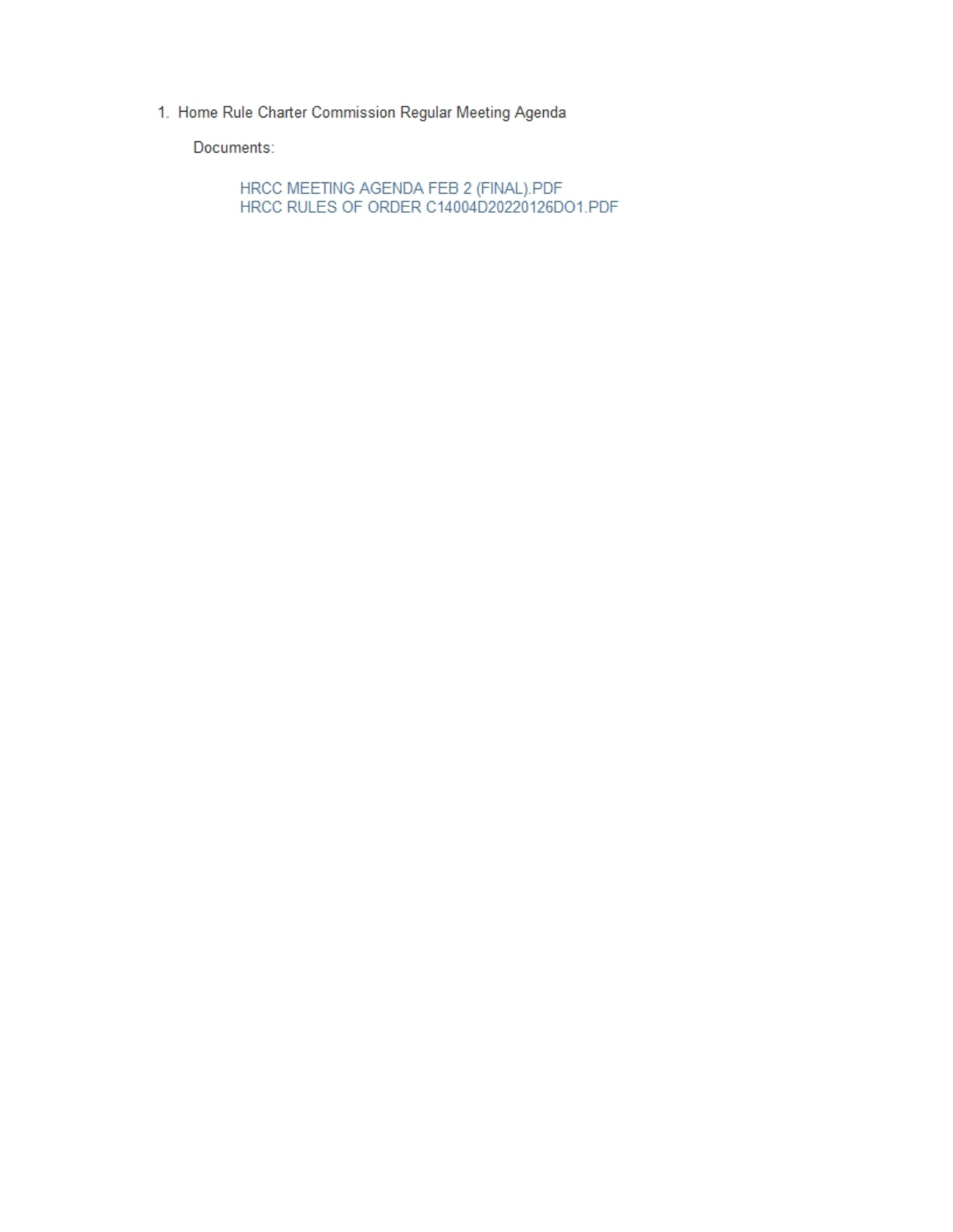1. Home Rule Charter Commission Regular Meeting Agenda

   Documents:

   HRCC MEETING AGENDA FEB 2 (FINAL).PDF
   HRCC RULES OF ORDER C14004D20220126DO1.PDF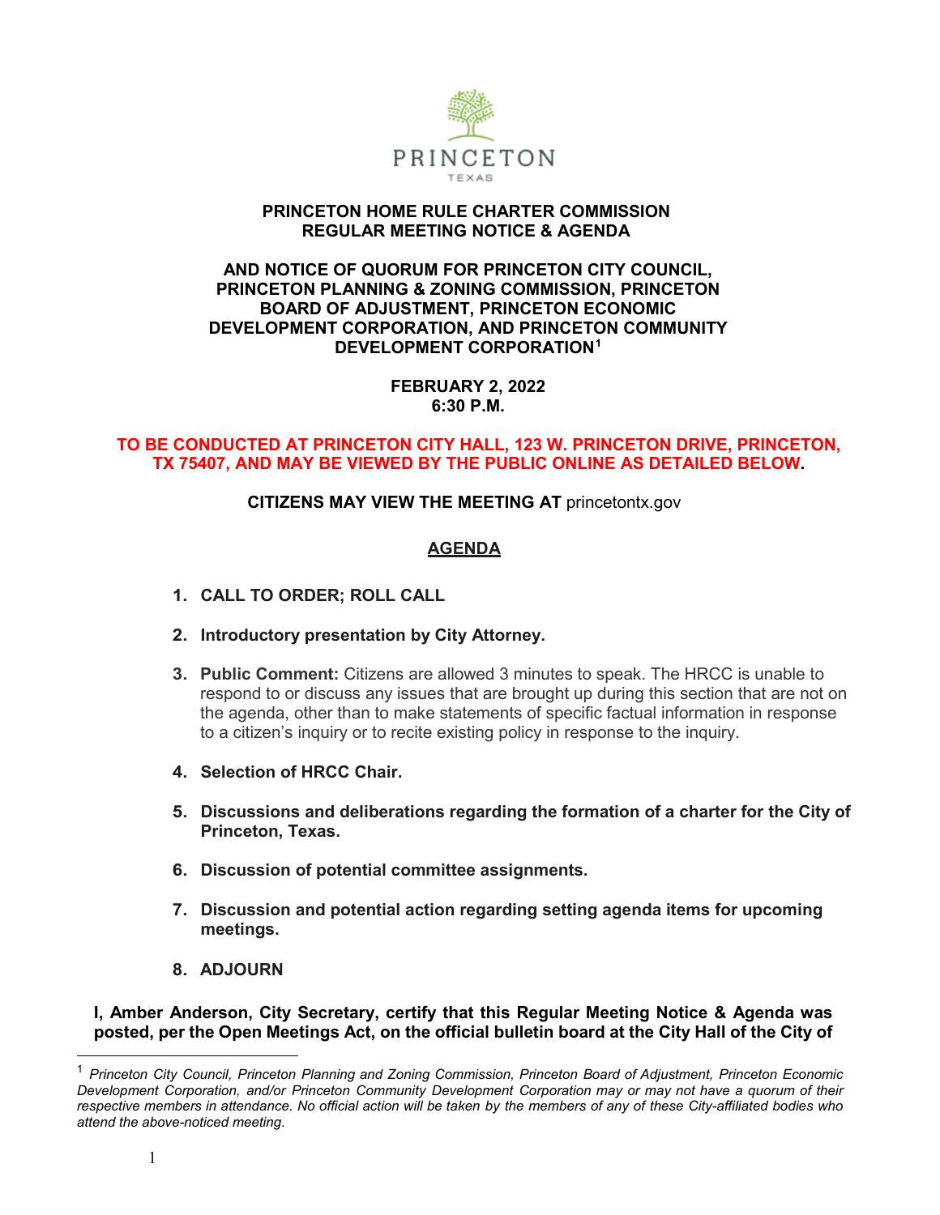**PRINCETON HOME RULE CHARTER COMMISSION**
**REGULAR MEETING NOTICE & AGENDA**

**AND NOTICE OF QUORUM FOR PRINCETON CITY COUNCIL, PRINCETON PLANNING & ZONING COMMISSION, PRINCETON BOARD OF ADJUSTMENT, PRINCETON ECONOMIC DEVELOPMENT CORPORATION, AND PRINCETON COMMUNITY DEVELOPMENT CORPORATION**[1]

**FEBRUARY 2, 2022**
**6:30 P.M.**

**TO BE CONDUCTED AT PRINCETON CITY HALL, 123 W. PRINCETON DRIVE, PRINCETON, TX 75407, AND MAY BE VIEWED BY THE PUBLIC ONLINE AS DETAILED BELOW.**

**CITIZENS MAY VIEW THE MEETING AT** princetontx.gov

## AGENDA

1. **CALL TO ORDER; ROLL CALL**
2. **Introductory presentation by City Attorney.**
3. **Public Comment:** Citizens are allowed 3 minutes to speak. The HRCC is unable to respond to or discuss any issues that are brought up during this section that are not on the agenda, other than to make statements of specific factual information in response to a citizen's inquiry or to recite existing policy in response to the inquiry.
4. **Selection of HRCC Chair.**
5. **Discussions and deliberations regarding the formation of a charter for the City of Princeton, Texas.**
6. **Discussion of potential committee assignments.**
7. **Discussion and potential action regarding setting agenda items for upcoming meetings.**
8. **ADJOURN**

**I, Amber Anderson, City Secretary, certify that this Regular Meeting Notice & Agenda was posted, per the Open Meetings Act, on the official bulletin board at the City Hall of the City of**

[1] *Princeton City Council, Princeton Planning and Zoning Commission, Princeton Board of Adjustment, Princeton Economic Development Corporation, and/or Princeton Community Development Corporation may or may not have a quorum of their respective members in attendance. No official action will be taken by the members of any of these City-affiliated bodies who attend the above-noticed meeting.*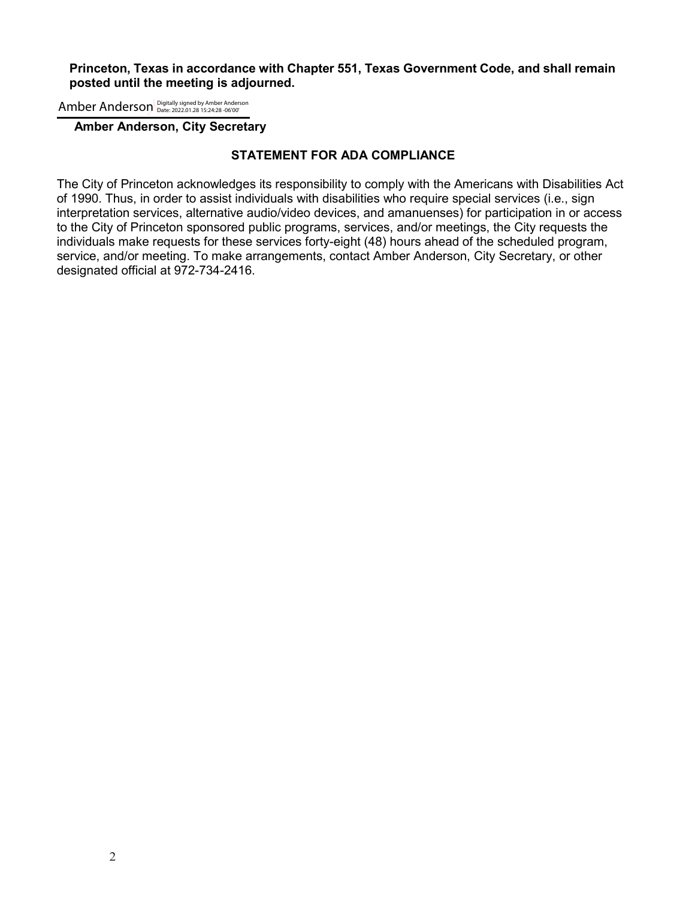**Princeton, Texas in accordance with Chapter 551, Texas Government Code, and shall remain posted until the meeting is adjourned.**

Amber Anderson Digitally signed by Amber Anderson Date: 2022.01.28 15:24:28 -06'00'

**Amber Anderson, City Secretary**

## STATEMENT FOR ADA COMPLIANCE

The City of Princeton acknowledges its responsibility to comply with the Americans with Disabilities Act of 1990. Thus, in order to assist individuals with disabilities who require special services (i.e., sign interpretation services, alternative audio/video devices, and amanuenses) for participation in or access to the City of Princeton sponsored public programs, services, and/or meetings, the City requests the individuals make requests for these services forty-eight (48) hours ahead of the scheduled program, service, and/or meeting. To make arrangements, contact Amber Anderson, City Secretary, or other designated official at 972-734-2416.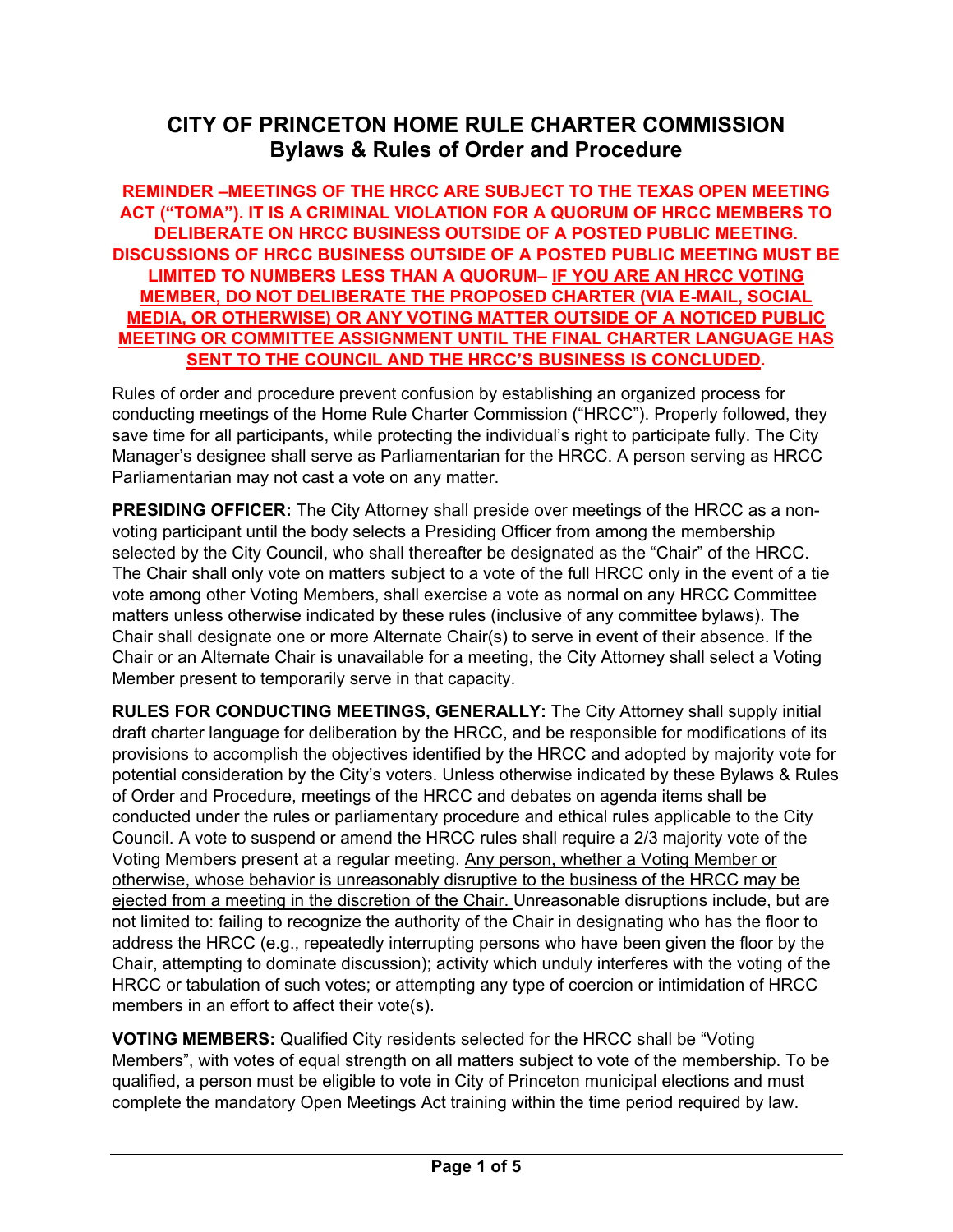# CITY OF PRINCETON HOME RULE CHARTER COMMISSION
## Bylaws & Rules of Order and Procedure

**REMINDER –MEETINGS OF THE HRCC ARE SUBJECT TO THE TEXAS OPEN MEETING ACT ("TOMA"). IT IS A CRIMINAL VIOLATION FOR A QUORUM OF HRCC MEMBERS TO DELIBERATE ON HRCC BUSINESS OUTSIDE OF A POSTED PUBLIC MEETING. DISCUSSIONS OF HRCC BUSINESS OUTSIDE OF A POSTED PUBLIC MEETING MUST BE LIMITED TO NUMBERS LESS THAN A QUORUM– <u>IF YOU ARE AN HRCC VOTING MEMBER, DO NOT DELIBERATE THE PROPOSED CHARTER (VIA E-MAIL, SOCIAL MEDIA, OR OTHERWISE) OR ANY VOTING MATTER OUTSIDE OF A NOTICED PUBLIC MEETING OR COMMITTEE ASSIGNMENT UNTIL THE FINAL CHARTER LANGUAGE HAS SENT TO THE COUNCIL AND THE HRCC'S BUSINESS IS CONCLUDED</u>.**

Rules of order and procedure prevent confusion by establishing an organized process for conducting meetings of the Home Rule Charter Commission ("HRCC"). Properly followed, they save time for all participants, while protecting the individual's right to participate fully. The City Manager's designee shall serve as Parliamentarian for the HRCC. A person serving as HRCC Parliamentarian may not cast a vote on any matter.

**PRESIDING OFFICER:** The City Attorney shall preside over meetings of the HRCC as a non-voting participant until the body selects a Presiding Officer from among the membership selected by the City Council, who shall thereafter be designated as the "Chair" of the HRCC. The Chair shall only vote on matters subject to a vote of the full HRCC only in the event of a tie vote among other Voting Members, shall exercise a vote as normal on any HRCC Committee matters unless otherwise indicated by these rules (inclusive of any committee bylaws). The Chair shall designate one or more Alternate Chair(s) to serve in event of their absence. If the Chair or an Alternate Chair is unavailable for a meeting, the City Attorney shall select a Voting Member present to temporarily serve in that capacity.

**RULES FOR CONDUCTING MEETINGS, GENERALLY:** The City Attorney shall supply initial draft charter language for deliberation by the HRCC, and be responsible for modifications of its provisions to accomplish the objectives identified by the HRCC and adopted by majority vote for potential consideration by the City's voters. Unless otherwise indicated by these Bylaws & Rules of Order and Procedure, meetings of the HRCC and debates on agenda items shall be conducted under the rules or parliamentary procedure and ethical rules applicable to the City Council. A vote to suspend or amend the HRCC rules shall require a 2/3 majority vote of the Voting Members present at a regular meeting. <u>Any person, whether a Voting Member or otherwise, whose behavior is unreasonably disruptive to the business of the HRCC may be ejected from a meeting in the discretion of the Chair.</u> Unreasonable disruptions include, but are not limited to: failing to recognize the authority of the Chair in designating who has the floor to address the HRCC (e.g., repeatedly interrupting persons who have been given the floor by the Chair, attempting to dominate discussion); activity which unduly interferes with the voting of the HRCC or tabulation of such votes; or attempting any type of coercion or intimidation of HRCC members in an effort to affect their vote(s).

**VOTING MEMBERS:** Qualified City residents selected for the HRCC shall be "Voting Members", with votes of equal strength on all matters subject to vote of the membership. To be qualified, a person must be eligible to vote in City of Princeton municipal elections and must complete the mandatory Open Meetings Act training within the time period required by law.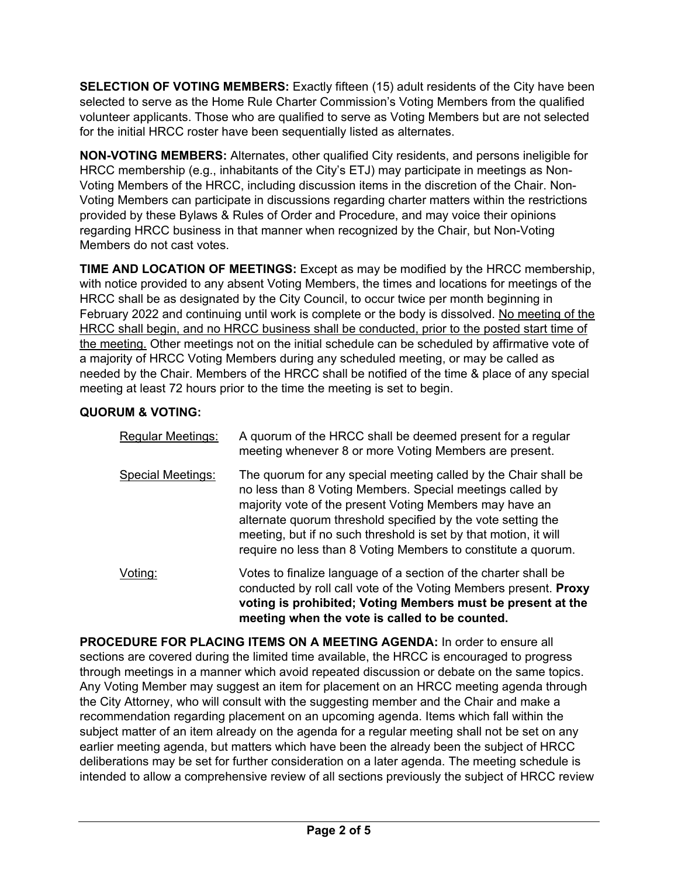**SELECTION OF VOTING MEMBERS:** Exactly fifteen (15) adult residents of the City have been selected to serve as the Home Rule Charter Commission's Voting Members from the qualified volunteer applicants. Those who are qualified to serve as Voting Members but are not selected for the initial HRCC roster have been sequentially listed as alternates.

**NON-VOTING MEMBERS:** Alternates, other qualified City residents, and persons ineligible for HRCC membership (e.g., inhabitants of the City's ETJ) may participate in meetings as Non-Voting Members of the HRCC, including discussion items in the discretion of the Chair. Non-Voting Members can participate in discussions regarding charter matters within the restrictions provided by these Bylaws & Rules of Order and Procedure, and may voice their opinions regarding HRCC business in that manner when recognized by the Chair, but Non-Voting Members do not cast votes.

**TIME AND LOCATION OF MEETINGS:** Except as may be modified by the HRCC membership, with notice provided to any absent Voting Members, the times and locations for meetings of the HRCC shall be as designated by the City Council, to occur twice per month beginning in February 2022 and continuing until work is complete or the body is dissolved. <u>No meeting of the HRCC shall begin, and no HRCC business shall be conducted, prior to the posted start time of the meeting.</u> Other meetings not on the initial schedule can be scheduled by affirmative vote of a majority of HRCC Voting Members during any scheduled meeting, or may be called as needed by the Chair. Members of the HRCC shall be notified of the time & place of any special meeting at least 72 hours prior to the time the meeting is set to begin.

**QUORUM & VOTING:**

<u>Regular Meetings:</u> A quorum of the HRCC shall be deemed present for a regular meeting whenever 8 or more Voting Members are present.

<u>Special Meetings:</u> The quorum for any special meeting called by the Chair shall be no less than 8 Voting Members. Special meetings called by majority vote of the present Voting Members may have an alternate quorum threshold specified by the vote setting the meeting, but if no such threshold is set by that motion, it will require no less than 8 Voting Members to constitute a quorum.

<u>Voting:</u> Votes to finalize language of a section of the charter shall be conducted by roll call vote of the Voting Members present. **Proxy voting is prohibited; Voting Members must be present at the meeting when the vote is called to be counted.**

**PROCEDURE FOR PLACING ITEMS ON A MEETING AGENDA:** In order to ensure all sections are covered during the limited time available, the HRCC is encouraged to progress through meetings in a manner which avoid repeated discussion or debate on the same topics. Any Voting Member may suggest an item for placement on an HRCC meeting agenda through the City Attorney, who will consult with the suggesting member and the Chair and make a recommendation regarding placement on an upcoming agenda. Items which fall within the subject matter of an item already on the agenda for a regular meeting shall not be set on any earlier meeting agenda, but matters which have been the already been the subject of HRCC deliberations may be set for further consideration on a later agenda. The meeting schedule is intended to allow a comprehensive review of all sections previously the subject of HRCC review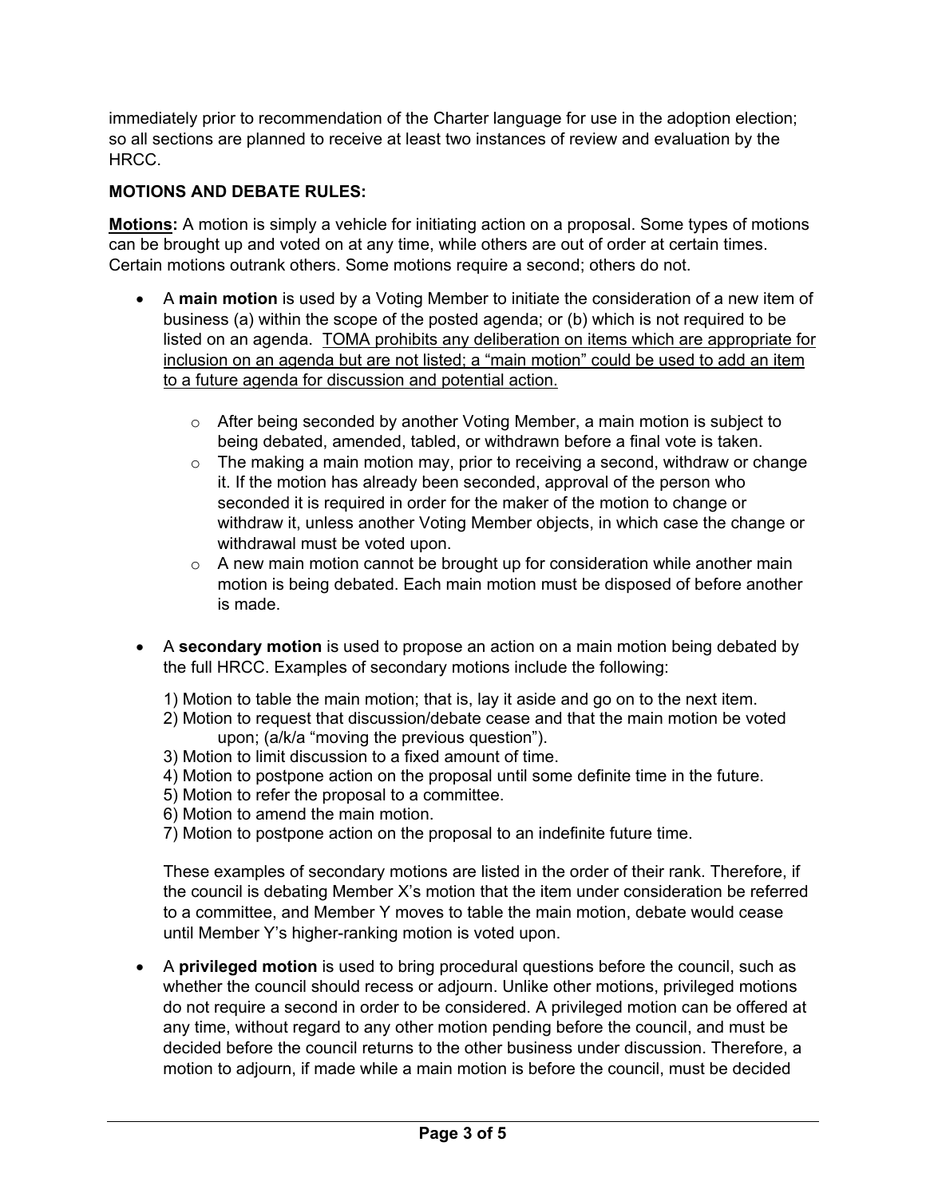immediately prior to recommendation of the Charter language for use in the adoption election; so all sections are planned to receive at least two instances of review and evaluation by the HRCC.

**MOTIONS AND DEBATE RULES:**

<u>**Motions:**</u> A motion is simply a vehicle for initiating action on a proposal. Some types of motions can be brought up and voted on at any time, while others are out of order at certain times. Certain motions outrank others. Some motions require a second; others do not.

- A **main motion** is used by a Voting Member to initiate the consideration of a new item of business (a) within the scope of the posted agenda; or (b) which is not required to be listed on an agenda. <u>TOMA prohibits any deliberation on items which are appropriate for inclusion on an agenda but are not listed; a "main motion" could be used to add an item to a future agenda for discussion and potential action.</u>

  - After being seconded by another Voting Member, a main motion is subject to being debated, amended, tabled, or withdrawn before a final vote is taken.
  - The making a main motion may, prior to receiving a second, withdraw or change it. If the motion has already been seconded, approval of the person who seconded it is required in order for the maker of the motion to change or withdraw it, unless another Voting Member objects, in which case the change or withdrawal must be voted upon.
  - A new main motion cannot be brought up for consideration while another main motion is being debated. Each main motion must be disposed of before another is made.

- A **secondary motion** is used to propose an action on a main motion being debated by the full HRCC. Examples of secondary motions include the following:

  1) Motion to table the main motion; that is, lay it aside and go on to the next item.
  2) Motion to request that discussion/debate cease and that the main motion be voted upon; (a/k/a "moving the previous question").
  3) Motion to limit discussion to a fixed amount of time.
  4) Motion to postpone action on the proposal until some definite time in the future.
  5) Motion to refer the proposal to a committee.
  6) Motion to amend the main motion.
  7) Motion to postpone action on the proposal to an indefinite future time.

  These examples of secondary motions are listed in the order of their rank. Therefore, if the council is debating Member X's motion that the item under consideration be referred to a committee, and Member Y moves to table the main motion, debate would cease until Member Y's higher-ranking motion is voted upon.

- A **privileged motion** is used to bring procedural questions before the council, such as whether the council should recess or adjourn. Unlike other motions, privileged motions do not require a second in order to be considered. A privileged motion can be offered at any time, without regard to any other motion pending before the council, and must be decided before the council returns to the other business under discussion. Therefore, a motion to adjourn, if made while a main motion is before the council, must be decided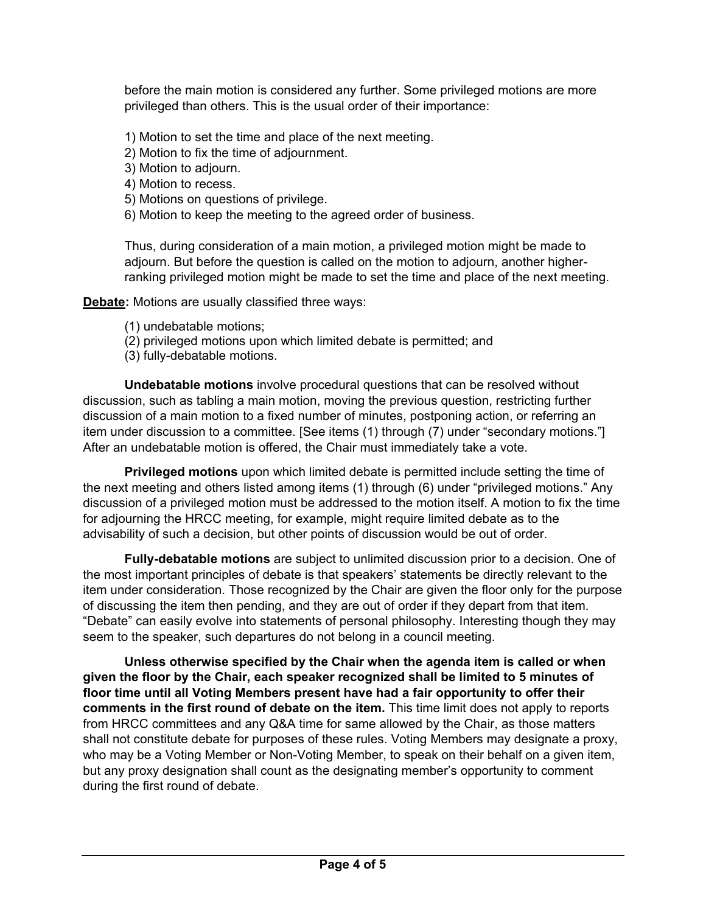before the main motion is considered any further. Some privileged motions are more privileged than others. This is the usual order of their importance:

1) Motion to set the time and place of the next meeting.
2) Motion to fix the time of adjournment.
3) Motion to adjourn.
4) Motion to recess.
5) Motions on questions of privilege.
6) Motion to keep the meeting to the agreed order of business.

Thus, during consideration of a main motion, a privileged motion might be made to adjourn. But before the question is called on the motion to adjourn, another higher-ranking privileged motion might be made to set the time and place of the next meeting.

**Debate:** Motions are usually classified three ways:

(1) undebatable motions;
(2) privileged motions upon which limited debate is permitted; and
(3) fully-debatable motions.

**Undebatable motions** involve procedural questions that can be resolved without discussion, such as tabling a main motion, moving the previous question, restricting further discussion of a main motion to a fixed number of minutes, postponing action, or referring an item under discussion to a committee. [See items (1) through (7) under "secondary motions."] After an undebatable motion is offered, the Chair must immediately take a vote.

**Privileged motions** upon which limited debate is permitted include setting the time of the next meeting and others listed among items (1) through (6) under "privileged motions." Any discussion of a privileged motion must be addressed to the motion itself. A motion to fix the time for adjourning the HRCC meeting, for example, might require limited debate as to the advisability of such a decision, but other points of discussion would be out of order.

**Fully-debatable motions** are subject to unlimited discussion prior to a decision. One of the most important principles of debate is that speakers' statements be directly relevant to the item under consideration. Those recognized by the Chair are given the floor only for the purpose of discussing the item then pending, and they are out of order if they depart from that item. "Debate" can easily evolve into statements of personal philosophy. Interesting though they may seem to the speaker, such departures do not belong in a council meeting.

**Unless otherwise specified by the Chair when the agenda item is called or when given the floor by the Chair, each speaker recognized shall be limited to 5 minutes of floor time until all Voting Members present have had a fair opportunity to offer their comments in the first round of debate on the item.** This time limit does not apply to reports from HRCC committees and any Q&A time for same allowed by the Chair, as those matters shall not constitute debate for purposes of these rules. Voting Members may designate a proxy, who may be a Voting Member or Non-Voting Member, to speak on their behalf on a given item, but any proxy designation shall count as the designating member's opportunity to comment during the first round of debate.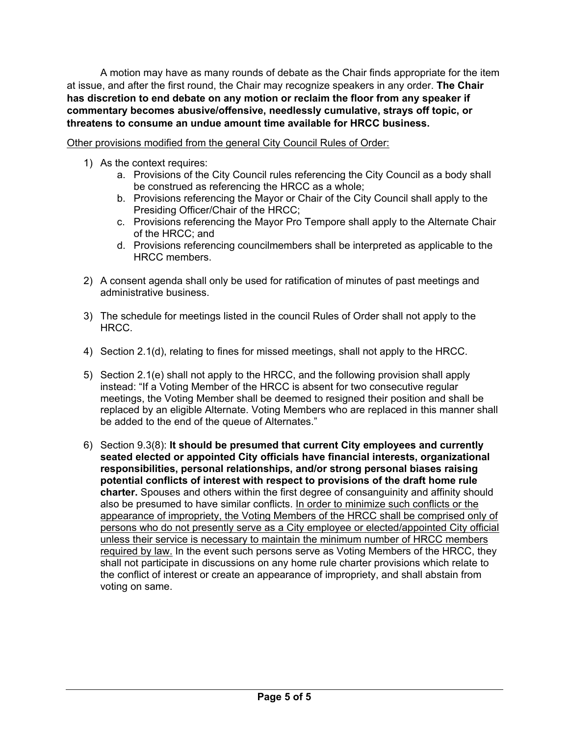A motion may have as many rounds of debate as the Chair finds appropriate for the item at issue, and after the first round, the Chair may recognize speakers in any order. **The Chair has discretion to end debate on any motion or reclaim the floor from any speaker if commentary becomes abusive/offensive, needlessly cumulative, strays off topic, or threatens to consume an undue amount time available for HRCC business.**

<u>Other provisions modified from the general City Council Rules of Order:</u>

1) As the context requires:
    a. Provisions of the City Council rules referencing the City Council as a body shall be construed as referencing the HRCC as a whole;
    b. Provisions referencing the Mayor or Chair of the City Council shall apply to the Presiding Officer/Chair of the HRCC;
    c. Provisions referencing the Mayor Pro Tempore shall apply to the Alternate Chair of the HRCC; and
    d. Provisions referencing councilmembers shall be interpreted as applicable to the HRCC members.

2) A consent agenda shall only be used for ratification of minutes of past meetings and administrative business.

3) The schedule for meetings listed in the council Rules of Order shall not apply to the HRCC.

4) Section 2.1(d), relating to fines for missed meetings, shall not apply to the HRCC.

5) Section 2.1(e) shall not apply to the HRCC, and the following provision shall apply instead: "If a Voting Member of the HRCC is absent for two consecutive regular meetings, the Voting Member shall be deemed to resigned their position and shall be replaced by an eligible Alternate. Voting Members who are replaced in this manner shall be added to the end of the queue of Alternates."

6) Section 9.3(8): **It should be presumed that current City employees and currently seated elected or appointed City officials have financial interests, organizational responsibilities, personal relationships, and/or strong personal biases raising potential conflicts of interest with respect to provisions of the draft home rule charter.** Spouses and others within the first degree of consanguinity and affinity should also be presumed to have similar conflicts. <u>In order to minimize such conflicts or the appearance of impropriety, the Voting Members of the HRCC shall be comprised only of persons who do not presently serve as a City employee or elected/appointed City official unless their service is necessary to maintain the minimum number of HRCC members required by law.</u> In the event such persons serve as Voting Members of the HRCC, they shall not participate in discussions on any home rule charter provisions which relate to the conflict of interest or create an appearance of impropriety, and shall abstain from voting on same.